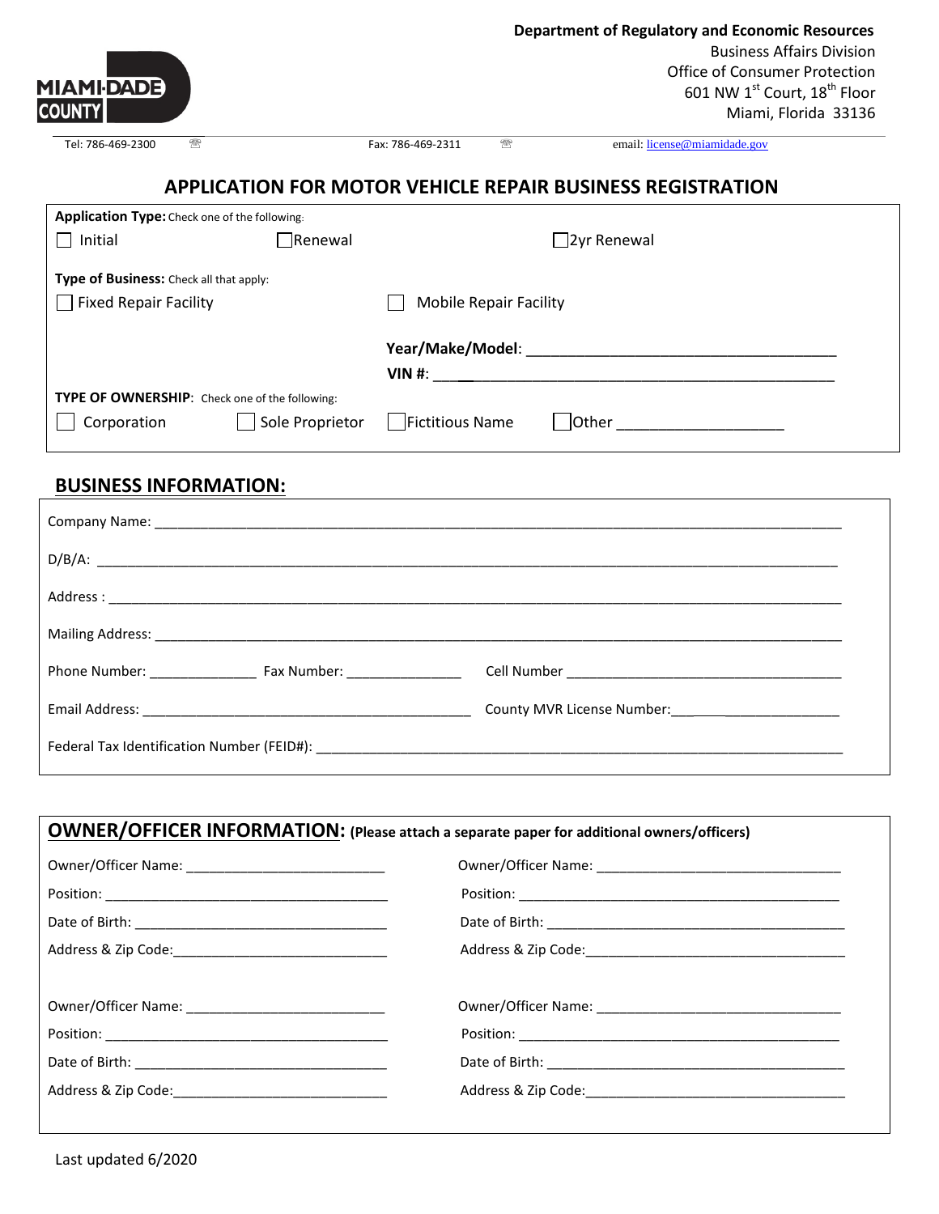MIAMI-DADE COUNTY

**Department of Regulatory and Economic Resources**
Business Affairs Division
Office of Consumer Protection
601 NW 1st Court, 18th Floor
Miami, Florida 33136

Tel: 786-469-2300 Fax: 786-469-2311 email: license@miamidade.gov

# APPLICATION FOR MOTOR VEHICLE REPAIR BUSINESS REGISTRATION

**Application Type:** Check one of the following:

☐ Initial ☐ Renewal ☐ 2yr Renewal

**Type of Business:** Check all that apply:

☐ Fixed Repair Facility ☐ Mobile Repair Facility

**Year/Make/Model**: ______________________________________

**VIN #**: ______________________________________________

**TYPE OF OWNERSHIP**: Check one of the following:

☐ Corporation ☐ Sole Proprietor ☐ Fictitious Name ☐ Other ____________________

## BUSINESS INFORMATION:

Company Name: ________________________________________________________________________________________

D/B/A: ________________________________________________________________________________________

Address : ________________________________________________________________________________________

Mailing Address: ________________________________________________________________________________________

Phone Number: ______________ Fax Number: _______________ Cell Number ____________________________________

Email Address: ___________________________________________ County MVR License Number:______________________

Federal Tax Identification Number (FEID#): ______________________________________________________________________

## OWNER/OFFICER INFORMATION: **(Please attach a separate paper for additional owners/officers)**

Owner/Officer Name: __________________________

Position: ______________________________________

Date of Birth: __________________________________

Address & Zip Code:____________________________

Owner/Officer Name: ________________________________

Position: __________________________________________

Date of Birth: _______________________________________

Address & Zip Code:__________________________________

Owner/Officer Name: __________________________

Position: ______________________________________

Date of Birth: __________________________________

Address & Zip Code:____________________________

Owner/Officer Name: ________________________________

Position: __________________________________________

Date of Birth: _______________________________________

Address & Zip Code:__________________________________

Last updated 6/2020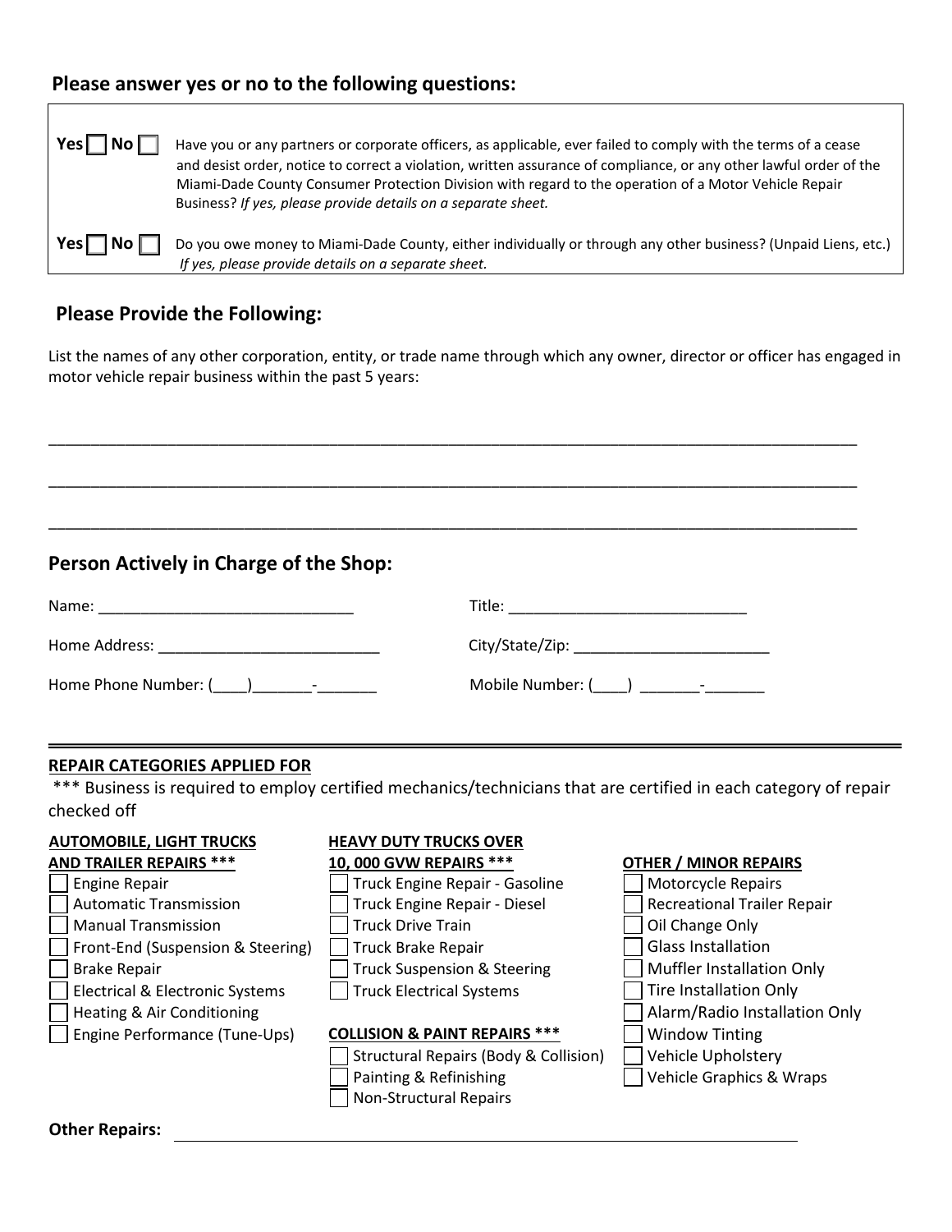## Please answer yes or no to the following questions:

| | |
|---|---|
| **Yes** ☐ **No** ☐ | Have you or any partners or corporate officers, as applicable, ever failed to comply with the terms of a cease and desist order, notice to correct a violation, written assurance of compliance, or any other lawful order of the Miami-Dade County Consumer Protection Division with regard to the operation of a Motor Vehicle Repair Business? *If yes, please provide details on a separate sheet.* |
| **Yes** ☐ **No** ☐ | Do you owe money to Miami-Dade County, either individually or through any other business? (Unpaid Liens, etc.) *If yes, please provide details on a separate sheet.* |

## Please Provide the Following:

List the names of any other corporation, entity, or trade name through which any owner, director or officer has engaged in motor vehicle repair business within the past 5 years:

_______________________________________________________________________________

_______________________________________________________________________________

_______________________________________________________________________________

## Person Actively in Charge of the Shop:

Name: ______________________________ Title: ____________________________

Home Address: __________________________ City/State/Zip: _______________________

Home Phone Number: (____)_______-_______ Mobile Number: (____) _______-_______

---

**REPAIR CATEGORIES APPLIED FOR**

\*\*\* Business is required to employ certified mechanics/technicians that are certified in each category of repair checked off

**AUTOMOBILE, LIGHT TRUCKS AND TRAILER REPAIRS \*\*\***

- ☐ Engine Repair
- ☐ Automatic Transmission
- ☐ Manual Transmission
- ☐ Front-End (Suspension & Steering)
- ☐ Brake Repair
- ☐ Electrical & Electronic Systems
- ☐ Heating & Air Conditioning
- ☐ Engine Performance (Tune-Ups)

**HEAVY DUTY TRUCKS OVER 10, 000 GVW REPAIRS \*\*\***

- ☐ Truck Engine Repair - Gasoline
- ☐ Truck Engine Repair - Diesel
- ☐ Truck Drive Train
- ☐ Truck Brake Repair
- ☐ Truck Suspension & Steering
- ☐ Truck Electrical Systems

**COLLISION & PAINT REPAIRS \*\*\***

- ☐ Structural Repairs (Body & Collision)
- ☐ Painting & Refinishing
- ☐ Non-Structural Repairs

**OTHER / MINOR REPAIRS**

- ☐ Motorcycle Repairs
- ☐ Recreational Trailer Repair
- ☐ Oil Change Only
- ☐ Glass Installation
- ☐ Muffler Installation Only
- ☐ Tire Installation Only
- ☐ Alarm/Radio Installation Only
- ☐ Window Tinting
- ☐ Vehicle Upholstery
- ☐ Vehicle Graphics & Wraps

**Other Repairs:** ____________________________________________________________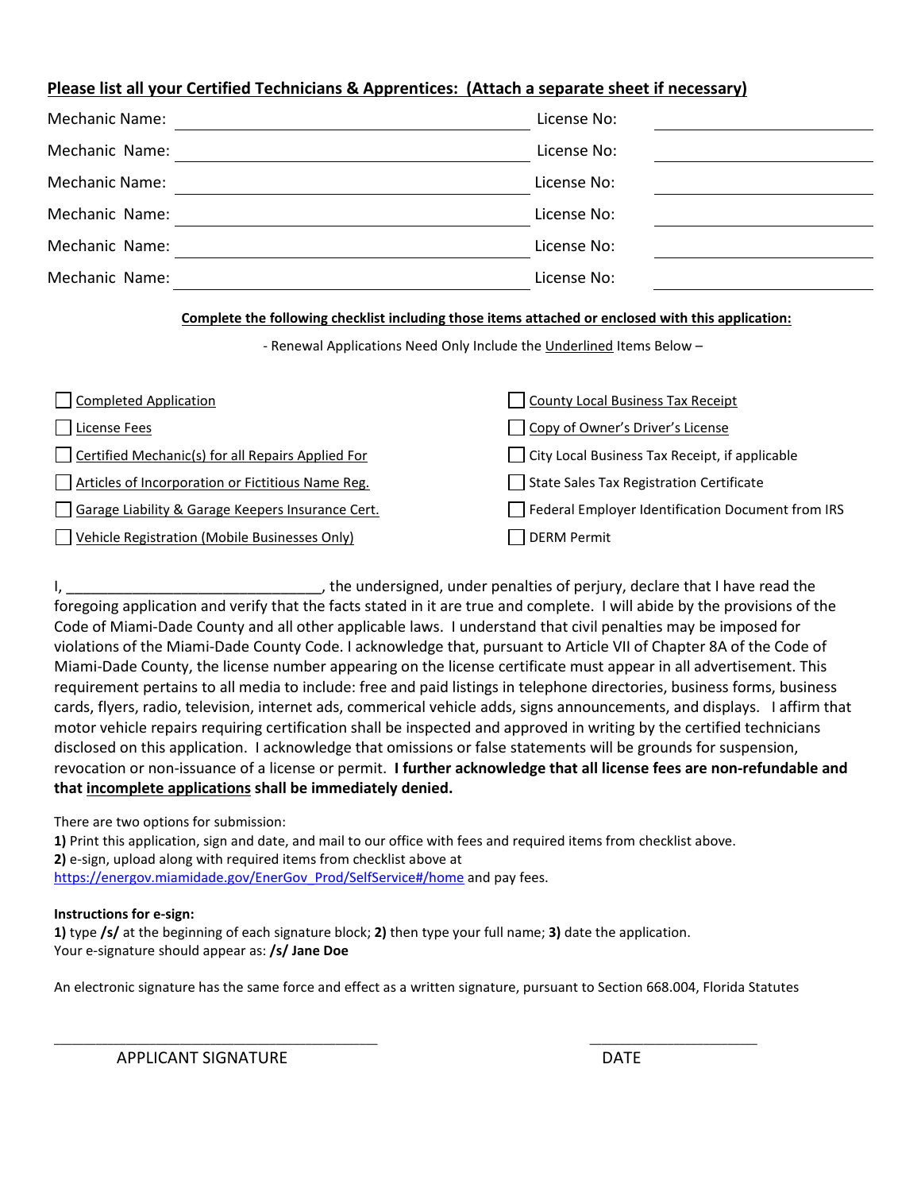**Please list all your Certified Technicians & Apprentices: (Attach a separate sheet if necessary)**

| | | | |
|---|---|---|---|
| Mechanic Name: | | License No: | |
| Mechanic Name: | | License No: | |
| Mechanic Name: | | License No: | |
| Mechanic Name: | | License No: | |
| Mechanic Name: | | License No: | |
| Mechanic Name: | | License No: | |

**Complete the following checklist including those items attached or enclosed with this application:**

- Renewal Applications Need Only Include the Underlined Items Below –

- ☐ Completed Application
- ☐ License Fees
- ☐ Certified Mechanic(s) for all Repairs Applied For
- ☐ Articles of Incorporation or Fictitious Name Reg.
- ☐ Garage Liability & Garage Keepers Insurance Cert.
- ☐ Vehicle Registration (Mobile Businesses Only)
- ☐ County Local Business Tax Receipt
- ☐ Copy of Owner's Driver's License
- ☐ City Local Business Tax Receipt, if applicable
- ☐ State Sales Tax Registration Certificate
- ☐ Federal Employer Identification Document from IRS
- ☐ DERM Permit

I, ________________________________, the undersigned, under penalties of perjury, declare that I have read the foregoing application and verify that the facts stated in it are true and complete. I will abide by the provisions of the Code of Miami-Dade County and all other applicable laws. I understand that civil penalties may be imposed for violations of the Miami-Dade County Code. I acknowledge that, pursuant to Article VII of Chapter 8A of the Code of Miami-Dade County, the license number appearing on the license certificate must appear in all advertisement. This requirement pertains to all media to include: free and paid listings in telephone directories, business forms, business cards, flyers, radio, television, internet ads, commerical vehicle adds, signs announcements, and displays. I affirm that motor vehicle repairs requiring certification shall be inspected and approved in writing by the certified technicians disclosed on this application. I acknowledge that omissions or false statements will be grounds for suspension, revocation or non-issuance of a license or permit. **I further acknowledge that all license fees are non-refundable and that incomplete applications shall be immediately denied.**

There are two options for submission:
**1)** Print this application, sign and date, and mail to our office with fees and required items from checklist above.
**2)** e-sign, upload along with required items from checklist above at https://energov.miamidade.gov/EnerGov_Prod/SelfService#/home and pay fees.

**Instructions for e-sign:**
**1)** type **/s/** at the beginning of each signature block; **2)** then type your full name; **3)** date the application.
Your e-signature should appear as: **/s/ Jane Doe**

An electronic signature has the same force and effect as a written signature, pursuant to Section 668.004, Florida Statutes

_________________________________________ APPLICANT SIGNATURE

_____________________ DATE